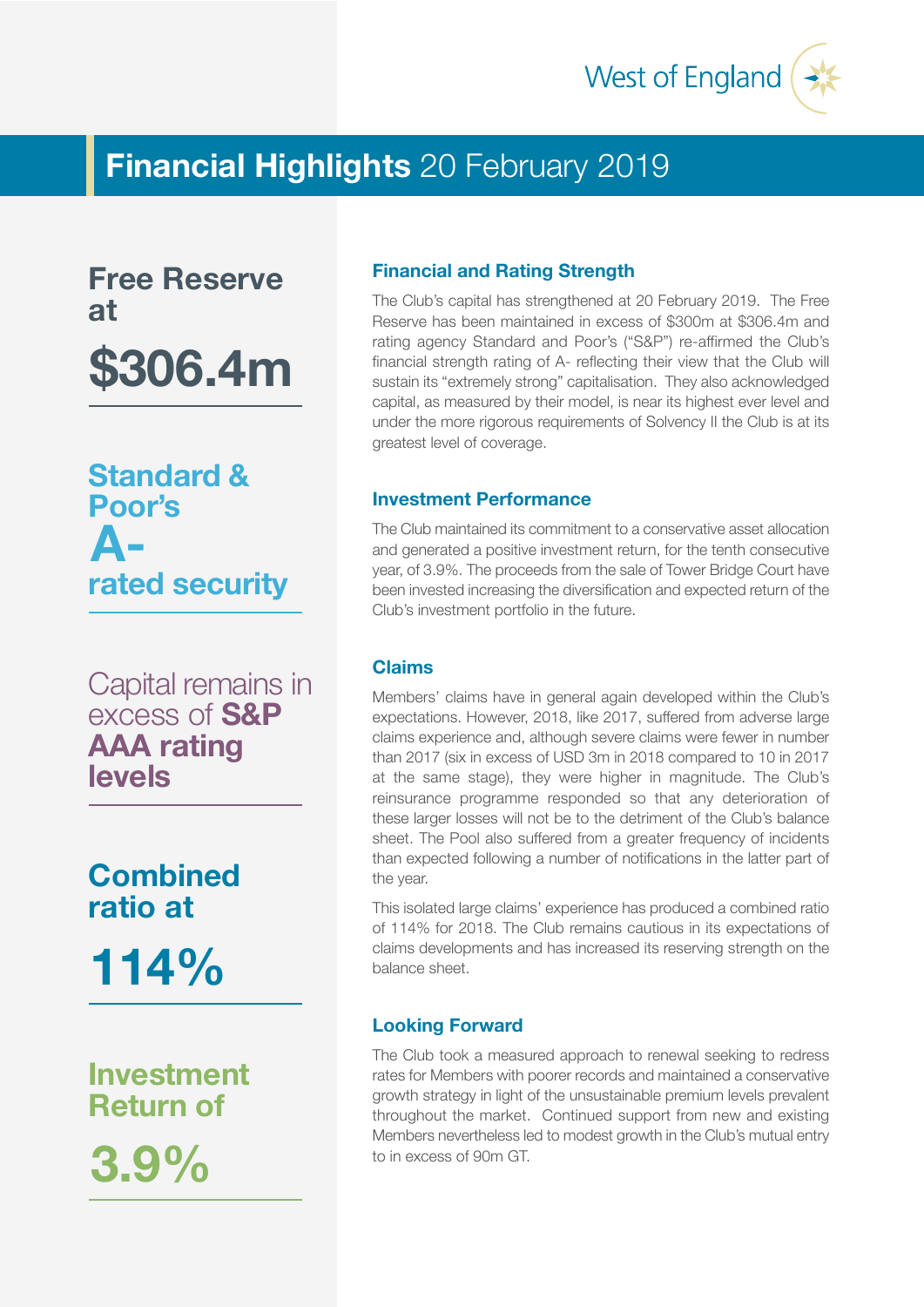West of England

# **Financial Highlights** 20 February 2019

**Free Reserve at**

**$306.4m**

**Standard & Poor's**

**A-**

**rated security**

Capital remains in excess of **S&P AAA rating levels**

**Combined ratio at**

**114%**

**Investment Return of**

**3.9%**

## Financial and Rating Strength

The Club's capital has strengthened at 20 February 2019. The Free Reserve has been maintained in excess of $300m at $306.4m and rating agency Standard and Poor's ("S&P") re-affirmed the Club's financial strength rating of A- reflecting their view that the Club will sustain its "extremely strong" capitalisation. They also acknowledged capital, as measured by their model, is near its highest ever level and under the more rigorous requirements of Solvency II the Club is at its greatest level of coverage.

## Investment Performance

The Club maintained its commitment to a conservative asset allocation and generated a positive investment return, for the tenth consecutive year, of 3.9%. The proceeds from the sale of Tower Bridge Court have been invested increasing the diversification and expected return of the Club's investment portfolio in the future.

## Claims

Members' claims have in general again developed within the Club's expectations. However, 2018, like 2017, suffered from adverse large claims experience and, although severe claims were fewer in number than 2017 (six in excess of USD 3m in 2018 compared to 10 in 2017 at the same stage), they were higher in magnitude. The Club's reinsurance programme responded so that any deterioration of these larger losses will not be to the detriment of the Club's balance sheet. The Pool also suffered from a greater frequency of incidents than expected following a number of notifications in the latter part of the year.

This isolated large claims' experience has produced a combined ratio of 114% for 2018. The Club remains cautious in its expectations of claims developments and has increased its reserving strength on the balance sheet.

## Looking Forward

The Club took a measured approach to renewal seeking to redress rates for Members with poorer records and maintained a conservative growth strategy in light of the unsustainable premium levels prevalent throughout the market. Continued support from new and existing Members nevertheless led to modest growth in the Club's mutual entry to in excess of 90m GT.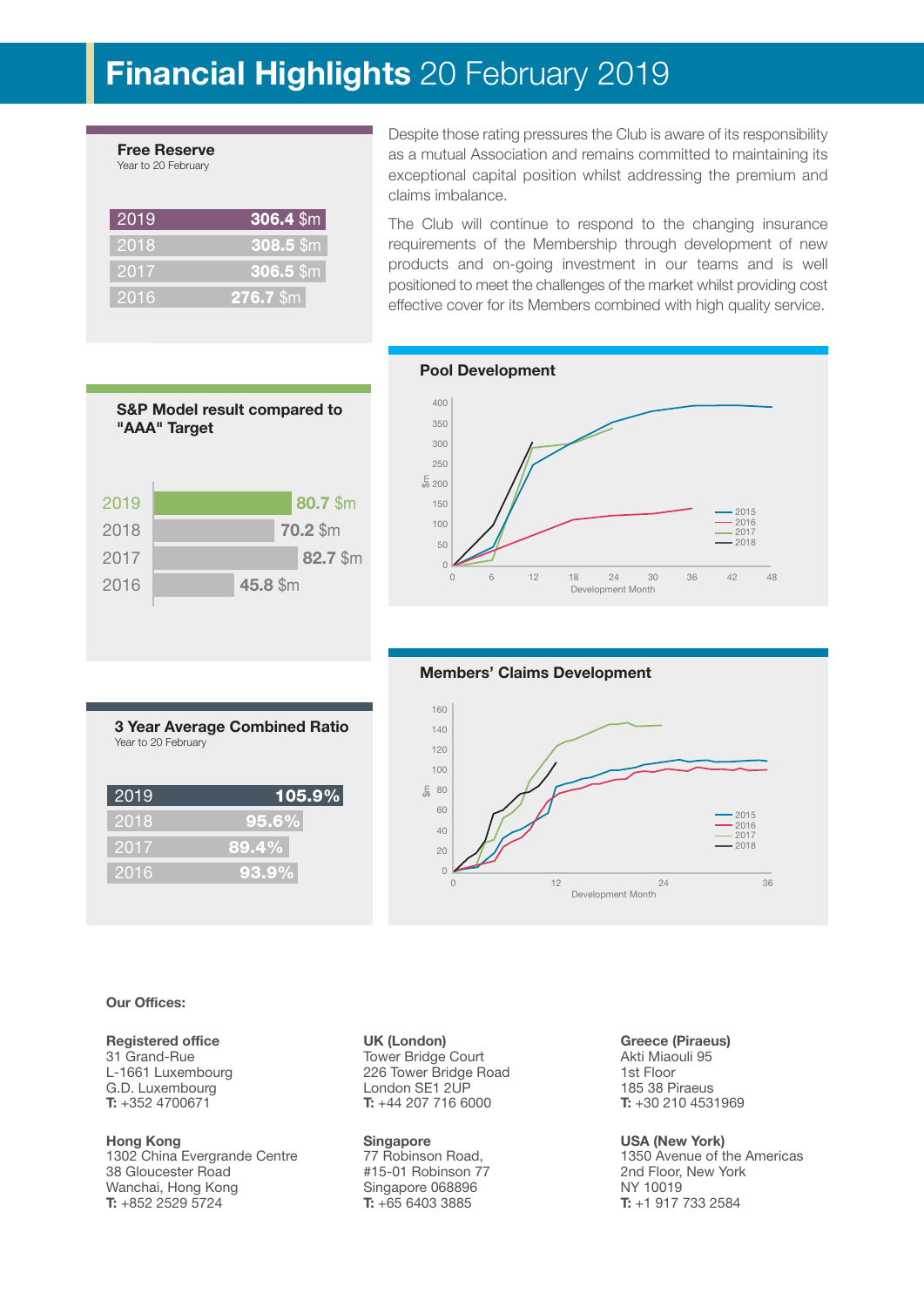# **Financial Highlights** 20 February 2019

**Free Reserve**
Year to 20 February

| | |
|---|---|
| 2019 | **306.4** $m |
| 2018 | **308.5** $m |
| 2017 | **306.5** $m |
| 2016 | **276.7** $m |

Despite those rating pressures the Club is aware of its responsibility as a mutual Association and remains committed to maintaining its exceptional capital position whilst addressing the premium and claims imbalance.

The Club will continue to respond to the changing insurance requirements of the Membership through development of new products and on-going investment in our teams and is well positioned to meet the challenges of the market whilst providing cost effective cover for its Members combined with high quality service.

**S&P Model result compared to "AAA" Target**

2019 **80.7** $m
2018 **70.2** $m
2017 **82.7** $m
2016 **45.8** $m

**Pool Development**

$m
400
350
300
250
200
150
100
50
0
0 6 12 18 24 30 36 42 48
Development Month
2015
2016
2017
2018

**Members' Claims Development**

$m
160
140
120
100
80
60
40
20
0
0 12 24 36
Development Month
2015
2016
2017
2018

**3 Year Average Combined Ratio**
Year to 20 February

| | |
|---|---|
| 2019 | **105.9%** |
| 2018 | **95.6%** |
| 2017 | **89.4%** |
| 2016 | **93.9%** |

**Our Offices:**

**Registered office**
31 Grand-Rue
L-1661 Luxembourg
G.D. Luxembourg
**T:** +352 4700671

**UK (London)**
Tower Bridge Court
226 Tower Bridge Road
London SE1 2UP
**T:** +44 207 716 6000

**Greece (Piraeus)**
Akti Miaouli 95
1st Floor
185 38 Piraeus
**T:** +30 210 4531969

**Hong Kong**
1302 China Evergrande Centre
38 Gloucester Road
Wanchai, Hong Kong
**T:** +852 2529 5724

**Singapore**
77 Robinson Road,
#15-01 Robinson 77
Singapore 068896
**T:** +65 6403 3885

**USA (New York)**
1350 Avenue of the Americas
2nd Floor, New York
NY 10019
**T:** +1 917 733 2584